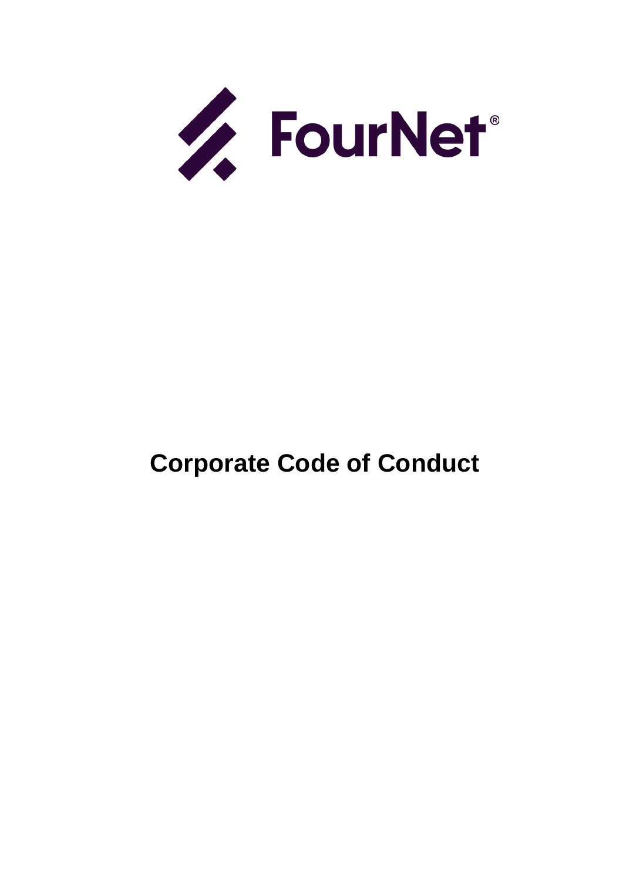FourNet®

# Corporate Code of Conduct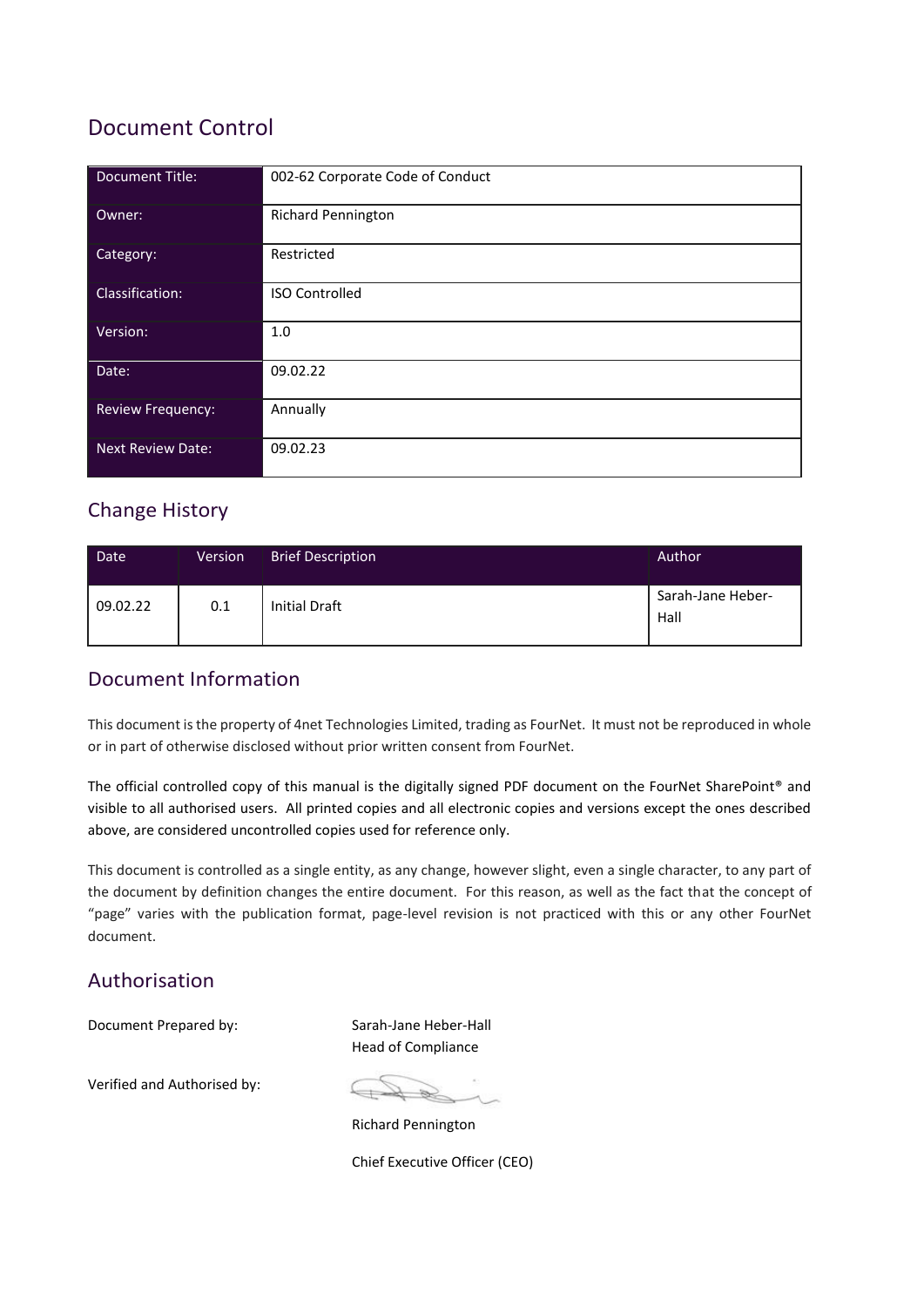## Document Control

| Document Title: | 002-62 Corporate Code of Conduct |
|---|---|
| Owner: | Richard Pennington |
| Category: | Restricted |
| Classification: | ISO Controlled |
| Version: | 1.0 |
| Date: | 09.02.22 |
| Review Frequency: | Annually |
| Next Review Date: | 09.02.23 |

## Change History

| Date | Version | Brief Description | Author |
|---|---|---|---|
| 09.02.22 | 0.1 | Initial Draft | Sarah-Jane Heber-Hall |

## Document Information

This document is the property of 4net Technologies Limited, trading as FourNet. It must not be reproduced in whole or in part of otherwise disclosed without prior written consent from FourNet.

The official controlled copy of this manual is the digitally signed PDF document on the FourNet SharePoint® and visible to all authorised users. All printed copies and all electronic copies and versions except the ones described above, are considered uncontrolled copies used for reference only.

This document is controlled as a single entity, as any change, however slight, even a single character, to any part of the document by definition changes the entire document. For this reason, as well as the fact that the concept of "page" varies with the publication format, page-level revision is not practiced with this or any other FourNet document.

## Authorisation

Document Prepared by: Sarah-Jane Heber-Hall
Head of Compliance

Verified and Authorised by:

Richard Pennington

Chief Executive Officer (CEO)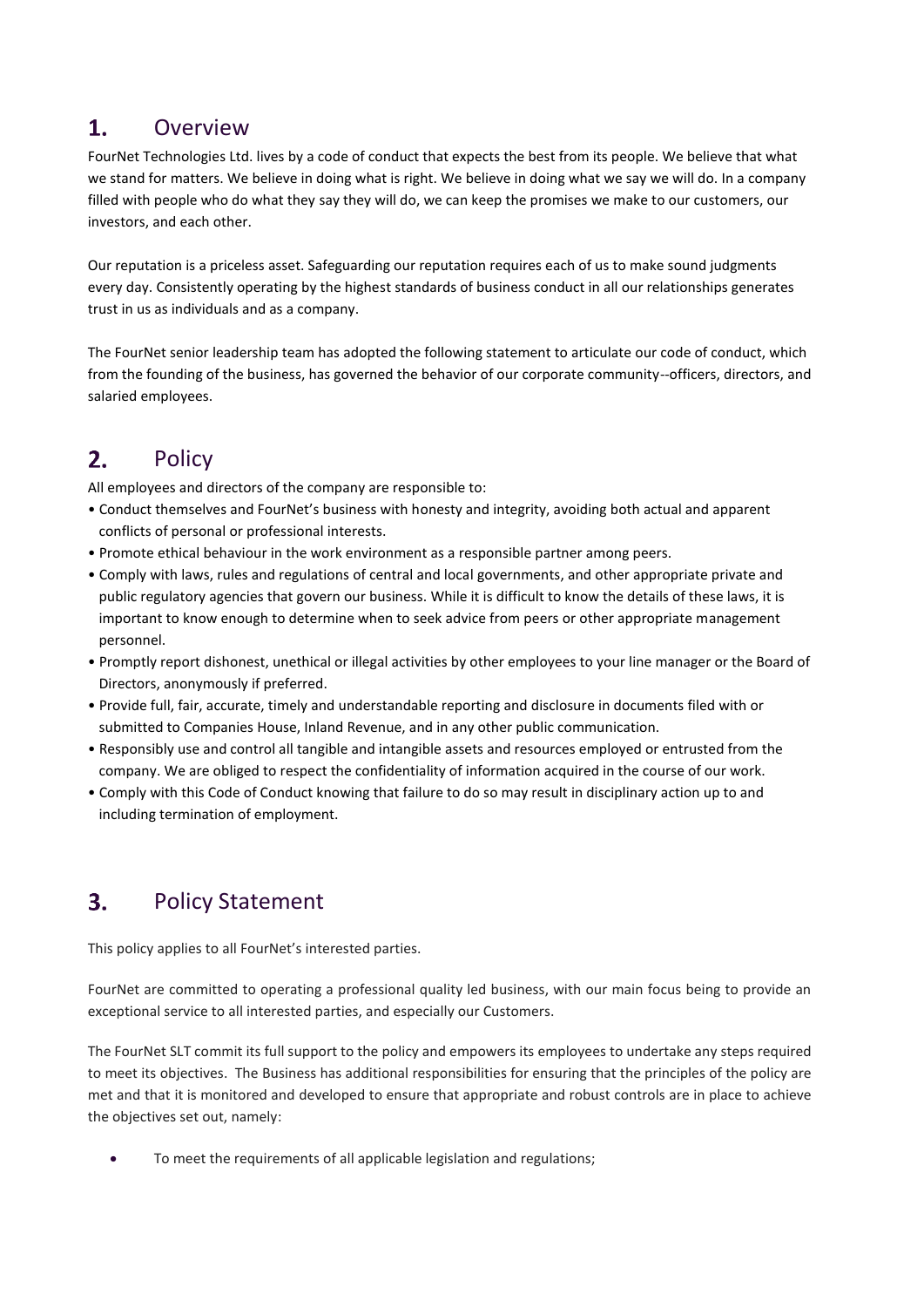## 1. Overview

FourNet Technologies Ltd. lives by a code of conduct that expects the best from its people. We believe that what we stand for matters. We believe in doing what is right. We believe in doing what we say we will do. In a company filled with people who do what they say they will do, we can keep the promises we make to our customers, our investors, and each other.

Our reputation is a priceless asset. Safeguarding our reputation requires each of us to make sound judgments every day. Consistently operating by the highest standards of business conduct in all our relationships generates trust in us as individuals and as a company.

The FourNet senior leadership team has adopted the following statement to articulate our code of conduct, which from the founding of the business, has governed the behavior of our corporate community--officers, directors, and salaried employees.

## 2. Policy

All employees and directors of the company are responsible to:

- Conduct themselves and FourNet's business with honesty and integrity, avoiding both actual and apparent conflicts of personal or professional interests.
- Promote ethical behaviour in the work environment as a responsible partner among peers.
- Comply with laws, rules and regulations of central and local governments, and other appropriate private and public regulatory agencies that govern our business. While it is difficult to know the details of these laws, it is important to know enough to determine when to seek advice from peers or other appropriate management personnel.
- Promptly report dishonest, unethical or illegal activities by other employees to your line manager or the Board of Directors, anonymously if preferred.
- Provide full, fair, accurate, timely and understandable reporting and disclosure in documents filed with or submitted to Companies House, Inland Revenue, and in any other public communication.
- Responsibly use and control all tangible and intangible assets and resources employed or entrusted from the company. We are obliged to respect the confidentiality of information acquired in the course of our work.
- Comply with this Code of Conduct knowing that failure to do so may result in disciplinary action up to and including termination of employment.

## 3. Policy Statement

This policy applies to all FourNet's interested parties.

FourNet are committed to operating a professional quality led business, with our main focus being to provide an exceptional service to all interested parties, and especially our Customers.

The FourNet SLT commit its full support to the policy and empowers its employees to undertake any steps required to meet its objectives. The Business has additional responsibilities for ensuring that the principles of the policy are met and that it is monitored and developed to ensure that appropriate and robust controls are in place to achieve the objectives set out, namely:

- To meet the requirements of all applicable legislation and regulations;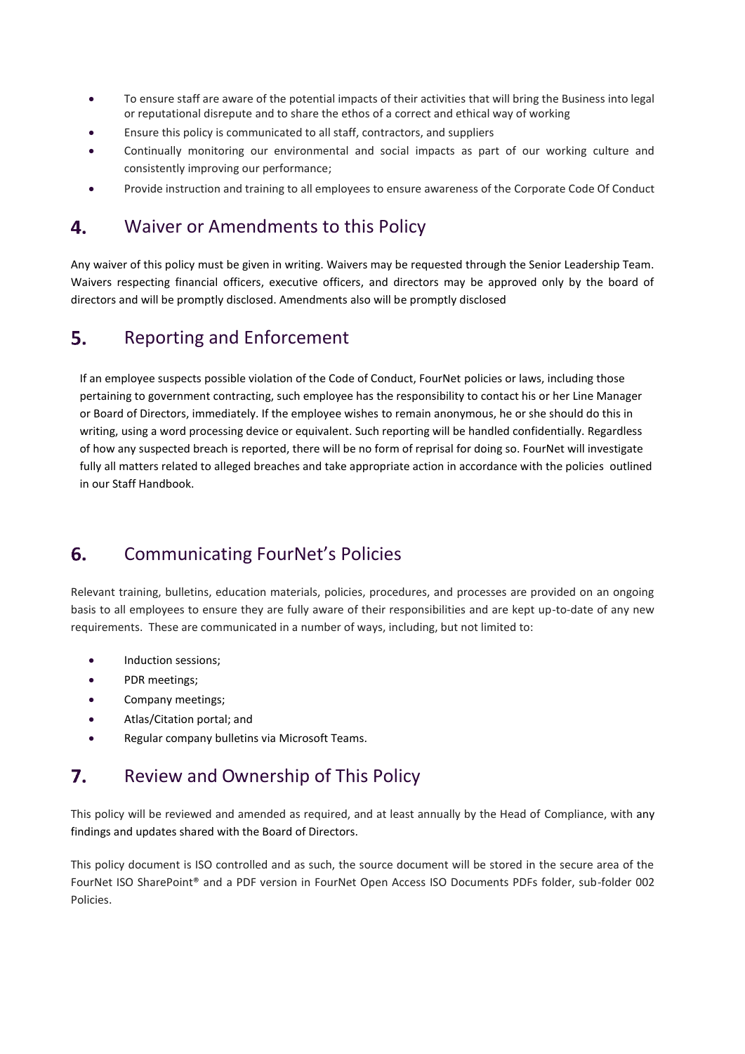- To ensure staff are aware of the potential impacts of their activities that will bring the Business into legal or reputational disrepute and to share the ethos of a correct and ethical way of working
- Ensure this policy is communicated to all staff, contractors, and suppliers
- Continually monitoring our environmental and social impacts as part of our working culture and consistently improving our performance;
- Provide instruction and training to all employees to ensure awareness of the Corporate Code Of Conduct

## 4. Waiver or Amendments to this Policy

Any waiver of this policy must be given in writing. Waivers may be requested through the Senior Leadership Team. Waivers respecting financial officers, executive officers, and directors may be approved only by the board of directors and will be promptly disclosed. Amendments also will be promptly disclosed

## 5. Reporting and Enforcement

If an employee suspects possible violation of the Code of Conduct, FourNet policies or laws, including those pertaining to government contracting, such employee has the responsibility to contact his or her Line Manager or Board of Directors, immediately. If the employee wishes to remain anonymous, he or she should do this in writing, using a word processing device or equivalent. Such reporting will be handled confidentially. Regardless of how any suspected breach is reported, there will be no form of reprisal for doing so. FourNet will investigate fully all matters related to alleged breaches and take appropriate action in accordance with the policies outlined in our Staff Handbook.

## 6. Communicating FourNet's Policies

Relevant training, bulletins, education materials, policies, procedures, and processes are provided on an ongoing basis to all employees to ensure they are fully aware of their responsibilities and are kept up-to-date of any new requirements. These are communicated in a number of ways, including, but not limited to:

- Induction sessions;
- PDR meetings;
- Company meetings;
- Atlas/Citation portal; and
- Regular company bulletins via Microsoft Teams.

## 7. Review and Ownership of This Policy

This policy will be reviewed and amended as required, and at least annually by the Head of Compliance, with any findings and updates shared with the Board of Directors.

This policy document is ISO controlled and as such, the source document will be stored in the secure area of the FourNet ISO SharePoint® and a PDF version in FourNet Open Access ISO Documents PDFs folder, sub-folder 002 Policies.